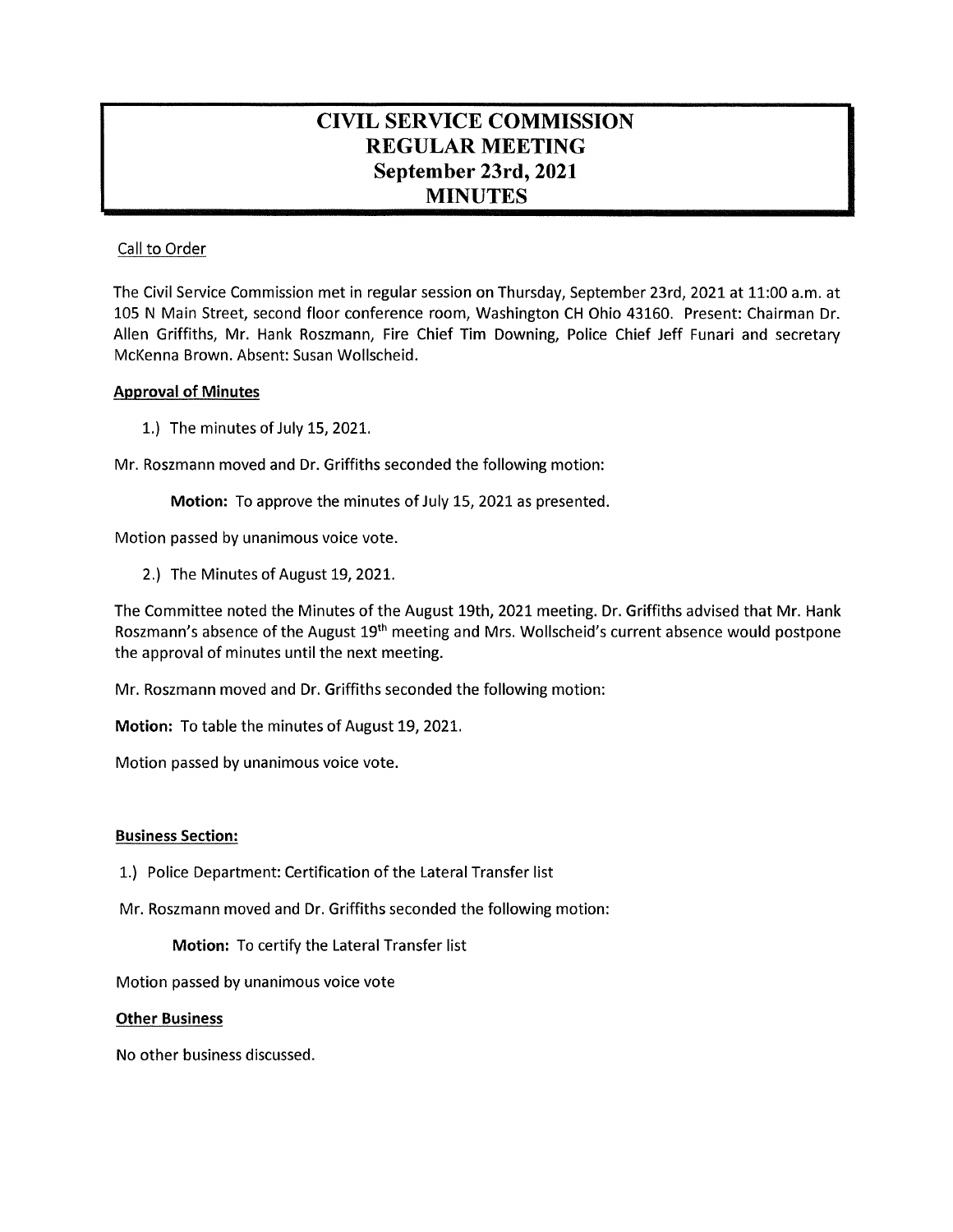# CIVIL SERVICE COMMISSION
# REGULAR MEETING
# September 23rd, 2021
# MINUTES

Call to Order

The Civil Service Commission met in regular session on Thursday, September 23rd, 2021 at 11:00 a.m. at 105 N Main Street, second floor conference room, Washington CH Ohio 43160. Present: Chairman Dr. Allen Griffiths, Mr. Hank Roszmann, Fire Chief Tim Downing, Police Chief Jeff Funari and secretary McKenna Brown. Absent: Susan Wollscheid.

**Approval of Minutes**

1.) The minutes of July 15, 2021.

Mr. Roszmann moved and Dr. Griffiths seconded the following motion:

**Motion:** To approve the minutes of July 15, 2021 as presented.

Motion passed by unanimous voice vote.

2.) The Minutes of August 19, 2021.

The Committee noted the Minutes of the August 19th, 2021 meeting. Dr. Griffiths advised that Mr. Hank Roszmann's absence of the August 19th meeting and Mrs. Wollscheid's current absence would postpone the approval of minutes until the next meeting.

Mr. Roszmann moved and Dr. Griffiths seconded the following motion:

**Motion:** To table the minutes of August 19, 2021.

Motion passed by unanimous voice vote.

**Business Section:**

1.) Police Department: Certification of the Lateral Transfer list

Mr. Roszmann moved and Dr. Griffiths seconded the following motion:

**Motion:** To certify the Lateral Transfer list

Motion passed by unanimous voice vote

**Other Business**

No other business discussed.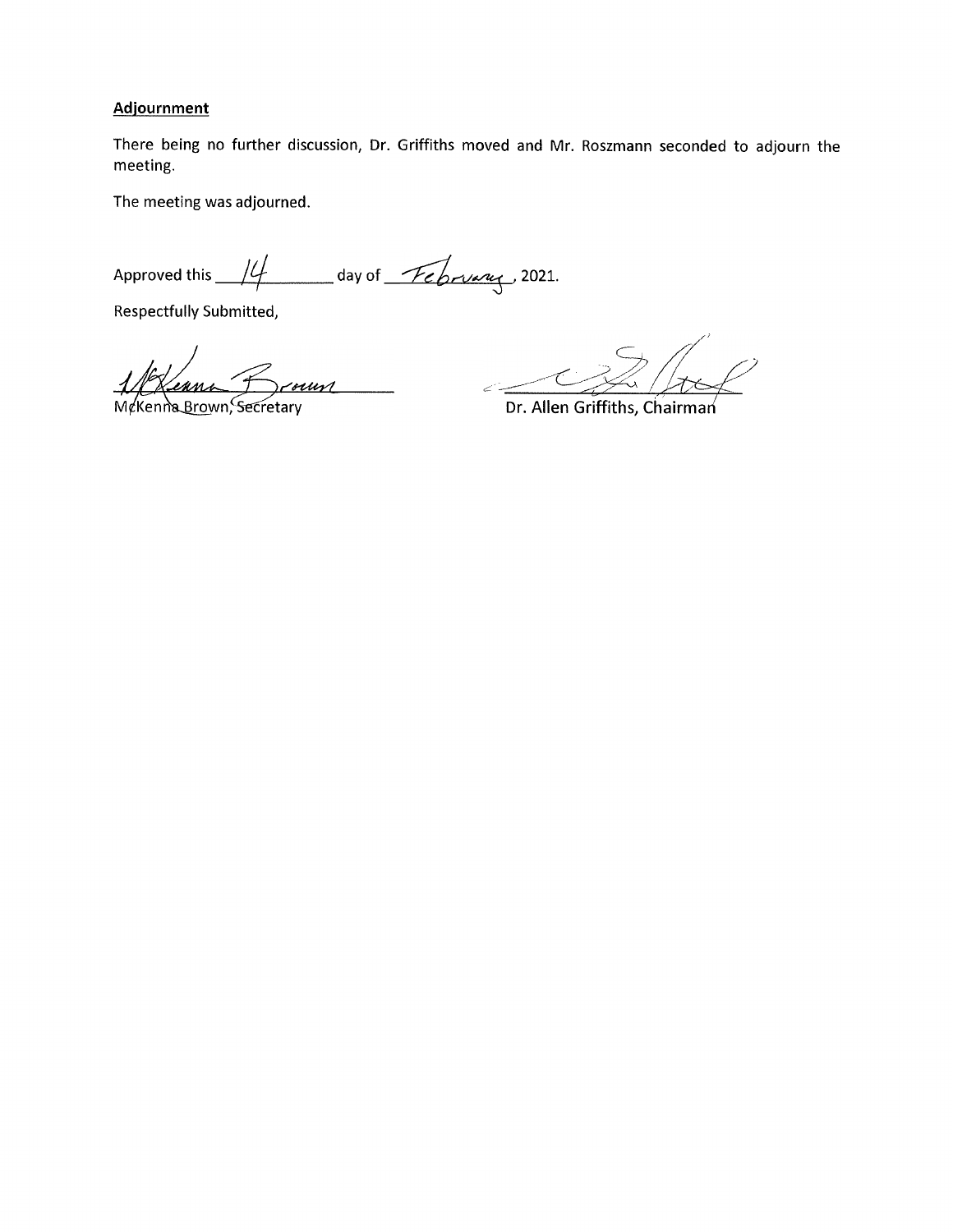**Adjournment**

There being no further discussion, Dr. Griffiths moved and Mr. Roszmann seconded to adjourn the meeting.

The meeting was adjourned.

Approved this 14 day of February, 2021.

Respectfully Submitted,

McKenna Brown, Secretary

Dr. Allen Griffiths, Chairman